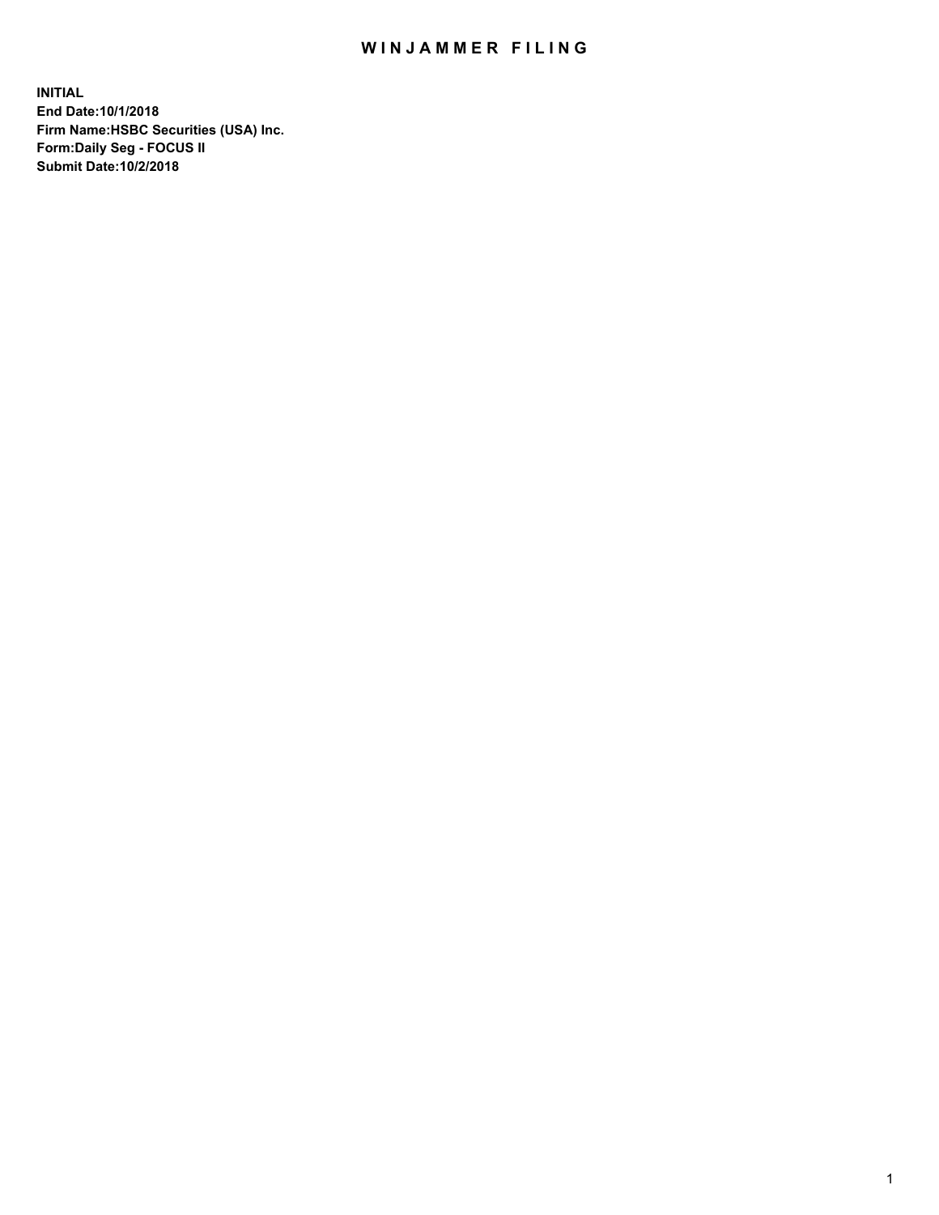# WINJAMMER FILING

**INITIAL**
**End Date:10/1/2018**
**Firm Name:HSBC Securities (USA) Inc.**
**Form:Daily Seg - FOCUS II**
**Submit Date:10/2/2018**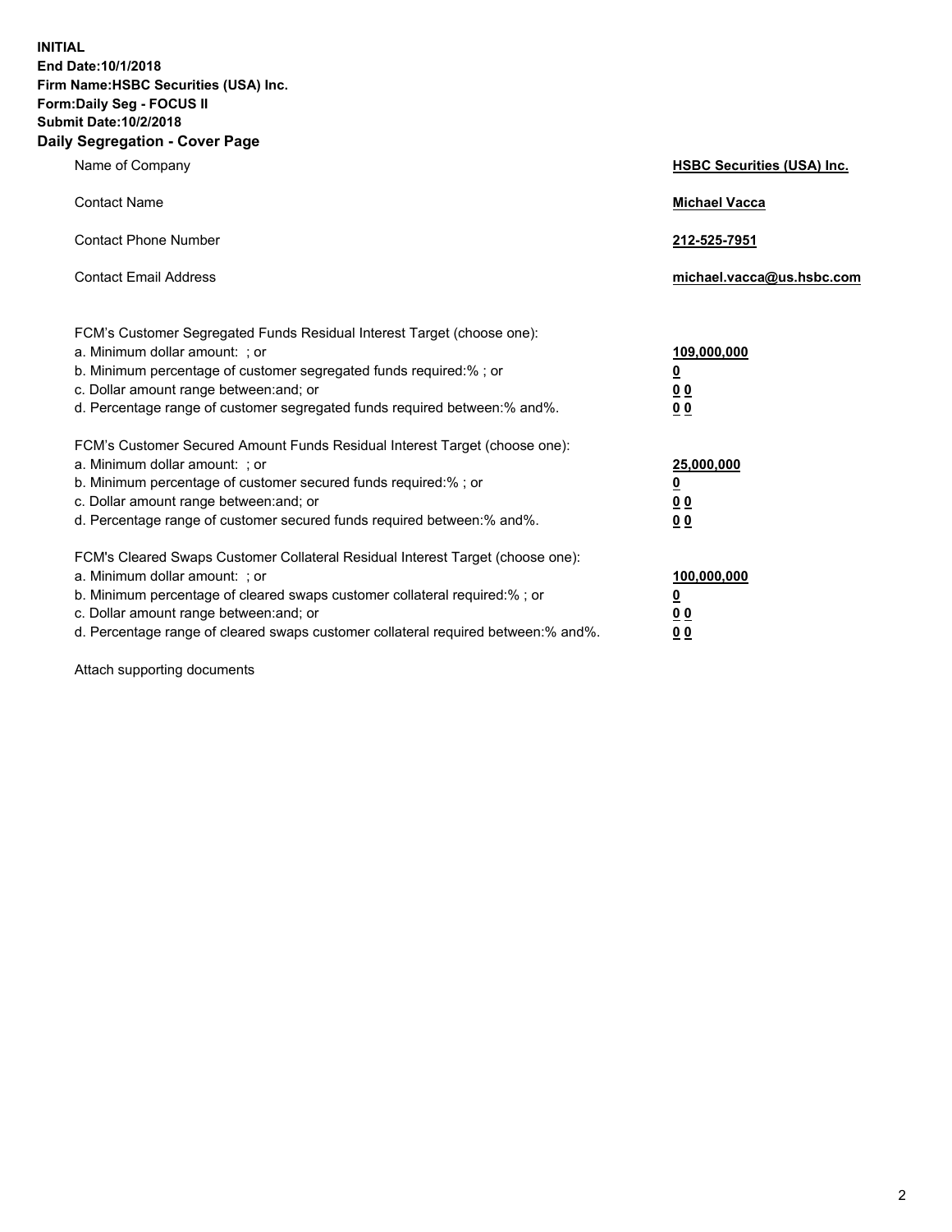**INITIAL**
**End Date:10/1/2018**
**Firm Name:HSBC Securities (USA) Inc.**
**Form:Daily Seg - FOCUS II**
**Submit Date:10/2/2018**

## Daily Segregation - Cover Page

| | |
|---|---|
| Name of Company | **HSBC Securities (USA) Inc.** |
| Contact Name | **Michael Vacca** |
| Contact Phone Number | **212-525-7951** |
| Contact Email Address | **michael.vacca@us.hsbc.com** |

| | |
|---|---|
| FCM's Customer Segregated Funds Residual Interest Target (choose one): | |
| a. Minimum dollar amount: ; or | **109,000,000** |
| b. Minimum percentage of customer segregated funds required:% ; or | **0** |
| c. Dollar amount range between:and; or | **0 0** |
| d. Percentage range of customer segregated funds required between:% and%. | **0 0** |
| FCM's Customer Secured Amount Funds Residual Interest Target (choose one): | |
| a. Minimum dollar amount: ; or | **25,000,000** |
| b. Minimum percentage of customer secured funds required:% ; or | **0** |
| c. Dollar amount range between:and; or | **0 0** |
| d. Percentage range of customer secured funds required between:% and%. | **0 0** |
| FCM's Cleared Swaps Customer Collateral Residual Interest Target (choose one): | |
| a. Minimum dollar amount: ; or | **100,000,000** |
| b. Minimum percentage of cleared swaps customer collateral required:% ; or | **0** |
| c. Dollar amount range between:and; or | **0 0** |
| d. Percentage range of cleared swaps customer collateral required between:% and%. | **0 0** |

Attach supporting documents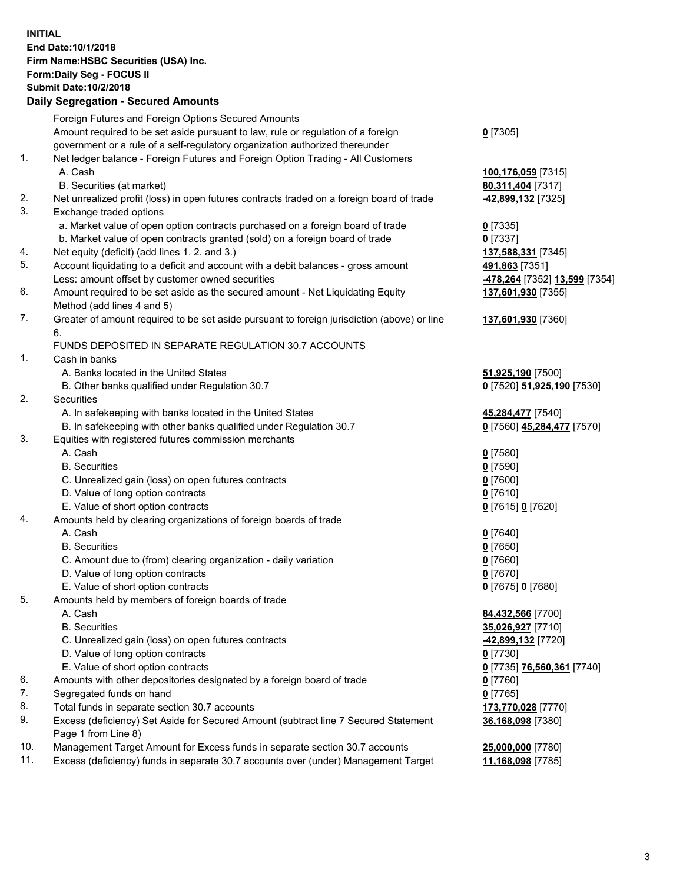**INITIAL**
**End Date:10/1/2018**
**Firm Name:HSBC Securities (USA) Inc.**
**Form:Daily Seg - FOCUS II**
**Submit Date:10/2/2018**

## Daily Segregation - Secured Amounts

| | | |
|---|---|---|
| | Foreign Futures and Foreign Options Secured Amounts | |
| | Amount required to be set aside pursuant to law, rule or regulation of a foreign government or a rule of a self-regulatory organization authorized thereunder | **0** [7305] |
| 1. | Net ledger balance - Foreign Futures and Foreign Option Trading - All Customers | |
| | A. Cash | **100,176,059** [7315] |
| | B. Securities (at market) | **80,311,404** [7317] |
| 2. | Net unrealized profit (loss) in open futures contracts traded on a foreign board of trade | **-42,899,132** [7325] |
| 3. | Exchange traded options | |
| | a. Market value of open option contracts purchased on a foreign board of trade | **0** [7335] |
| | b. Market value of open contracts granted (sold) on a foreign board of trade | **0** [7337] |
| 4. | Net equity (deficit) (add lines 1. 2. and 3.) | **137,588,331** [7345] |
| 5. | Account liquidating to a deficit and account with a debit balances - gross amount | **491,863** [7351] |
| | Less: amount offset by customer owned securities | **-478,264** [7352] **13,599** [7354] |
| 6. | Amount required to be set aside as the secured amount - Net Liquidating Equity Method (add lines 4 and 5) | **137,601,930** [7355] |
| 7. | Greater of amount required to be set aside pursuant to foreign jurisdiction (above) or line 6. | **137,601,930** [7360] |
| | FUNDS DEPOSITED IN SEPARATE REGULATION 30.7 ACCOUNTS | |
| 1. | Cash in banks | |
| | A. Banks located in the United States | **51,925,190** [7500] |
| | B. Other banks qualified under Regulation 30.7 | **0** [7520] **51,925,190** [7530] |
| 2. | Securities | |
| | A. In safekeeping with banks located in the United States | **45,284,477** [7540] |
| | B. In safekeeping with other banks qualified under Regulation 30.7 | **0** [7560] **45,284,477** [7570] |
| 3. | Equities with registered futures commission merchants | |
| | A. Cash | **0** [7580] |
| | B. Securities | **0** [7590] |
| | C. Unrealized gain (loss) on open futures contracts | **0** [7600] |
| | D. Value of long option contracts | **0** [7610] |
| | E. Value of short option contracts | **0** [7615] **0** [7620] |
| 4. | Amounts held by clearing organizations of foreign boards of trade | |
| | A. Cash | **0** [7640] |
| | B. Securities | **0** [7650] |
| | C. Amount due to (from) clearing organization - daily variation | **0** [7660] |
| | D. Value of long option contracts | **0** [7670] |
| | E. Value of short option contracts | **0** [7675] **0** [7680] |
| 5. | Amounts held by members of foreign boards of trade | |
| | A. Cash | **84,432,566** [7700] |
| | B. Securities | **35,026,927** [7710] |
| | C. Unrealized gain (loss) on open futures contracts | **-42,899,132** [7720] |
| | D. Value of long option contracts | **0** [7730] |
| | E. Value of short option contracts | **0** [7735] **76,560,361** [7740] |
| 6. | Amounts with other depositories designated by a foreign board of trade | **0** [7760] |
| 7. | Segregated funds on hand | **0** [7765] |
| 8. | Total funds in separate section 30.7 accounts | **173,770,028** [7770] |
| 9. | Excess (deficiency) Set Aside for Secured Amount (subtract line 7 Secured Statement Page 1 from Line 8) | **36,168,098** [7380] |
| 10. | Management Target Amount for Excess funds in separate section 30.7 accounts | **25,000,000** [7780] |
| 11. | Excess (deficiency) funds in separate 30.7 accounts over (under) Management Target | **11,168,098** [7785] |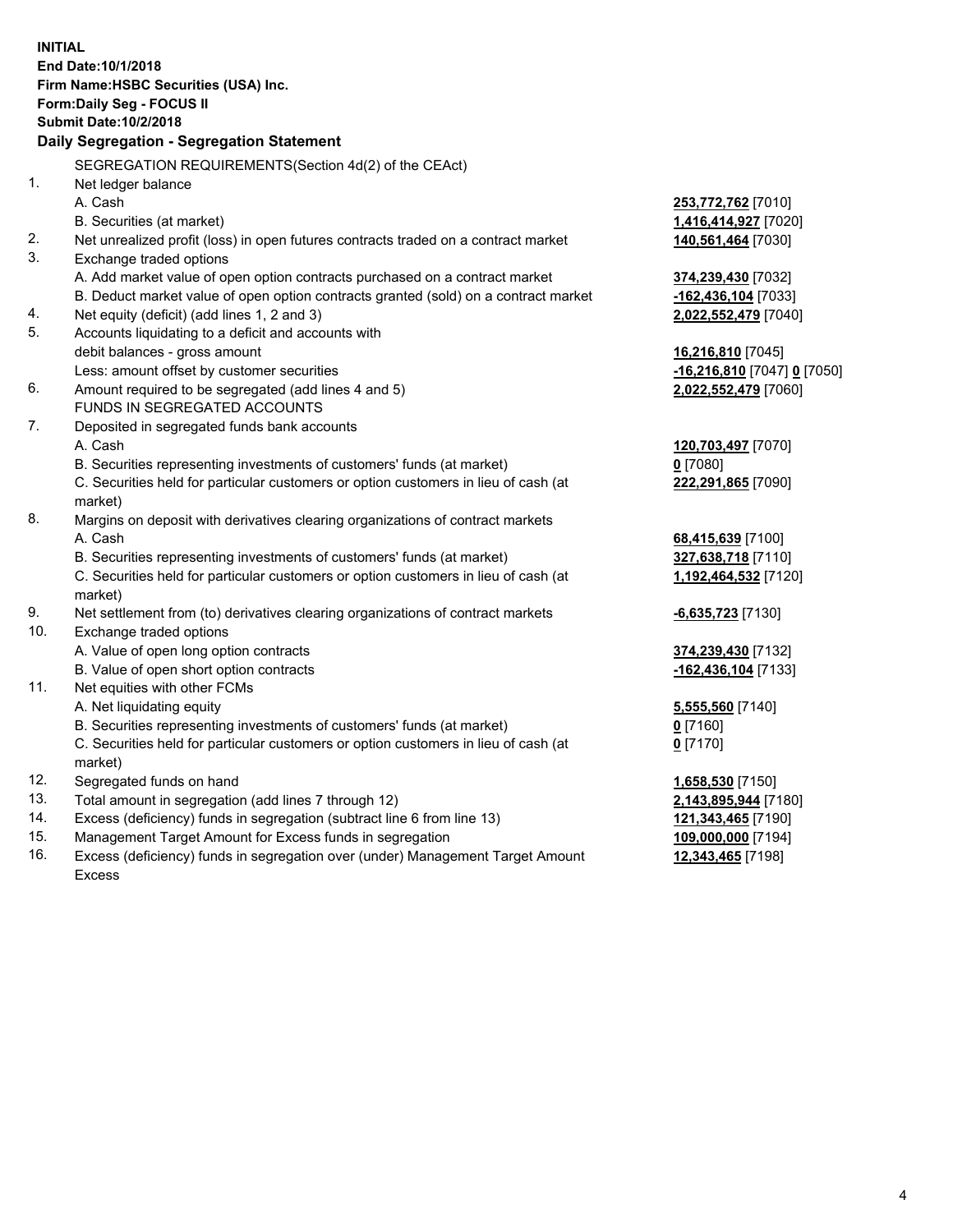**INITIAL**
**End Date:10/1/2018**
**Firm Name:HSBC Securities (USA) Inc.**
**Form:Daily Seg - FOCUS II**
**Submit Date:10/2/2018**

## Daily Segregation - Segregation Statement

SEGREGATION REQUIREMENTS(Section 4d(2) of the CEAct)

| | | |
|---|---|---|
| 1. | Net ledger balance | |
| | A. Cash | **253,772,762** [7010] |
| | B. Securities (at market) | **1,416,414,927** [7020] |
| 2. | Net unrealized profit (loss) in open futures contracts traded on a contract market | **140,561,464** [7030] |
| 3. | Exchange traded options | |
| | A. Add market value of open option contracts purchased on a contract market | **374,239,430** [7032] |
| | B. Deduct market value of open option contracts granted (sold) on a contract market | **-162,436,104** [7033] |
| 4. | Net equity (deficit) (add lines 1, 2 and 3) | **2,022,552,479** [7040] |
| 5. | Accounts liquidating to a deficit and accounts with debit balances - gross amount | **16,216,810** [7045] |
| | Less: amount offset by customer securities | **-16,216,810** [7047] **0** [7050] |
| 6. | Amount required to be segregated (add lines 4 and 5) | **2,022,552,479** [7060] |
| | FUNDS IN SEGREGATED ACCOUNTS | |
| 7. | Deposited in segregated funds bank accounts | |
| | A. Cash | **120,703,497** [7070] |
| | B. Securities representing investments of customers' funds (at market) | **0** [7080] |
| | C. Securities held for particular customers or option customers in lieu of cash (at market) | **222,291,865** [7090] |
| 8. | Margins on deposit with derivatives clearing organizations of contract markets | |
| | A. Cash | **68,415,639** [7100] |
| | B. Securities representing investments of customers' funds (at market) | **327,638,718** [7110] |
| | C. Securities held for particular customers or option customers in lieu of cash (at market) | **1,192,464,532** [7120] |
| 9. | Net settlement from (to) derivatives clearing organizations of contract markets | **-6,635,723** [7130] |
| 10. | Exchange traded options | |
| | A. Value of open long option contracts | **374,239,430** [7132] |
| | B. Value of open short option contracts | **-162,436,104** [7133] |
| 11. | Net equities with other FCMs | |
| | A. Net liquidating equity | **5,555,560** [7140] |
| | B. Securities representing investments of customers' funds (at market) | **0** [7160] |
| | C. Securities held for particular customers or option customers in lieu of cash (at market) | **0** [7170] |
| 12. | Segregated funds on hand | **1,658,530** [7150] |
| 13. | Total amount in segregation (add lines 7 through 12) | **2,143,895,944** [7180] |
| 14. | Excess (deficiency) funds in segregation (subtract line 6 from line 13) | **121,343,465** [7190] |
| 15. | Management Target Amount for Excess funds in segregation | **109,000,000** [7194] |
| 16. | Excess (deficiency) funds in segregation over (under) Management Target Amount Excess | **12,343,465** [7198] |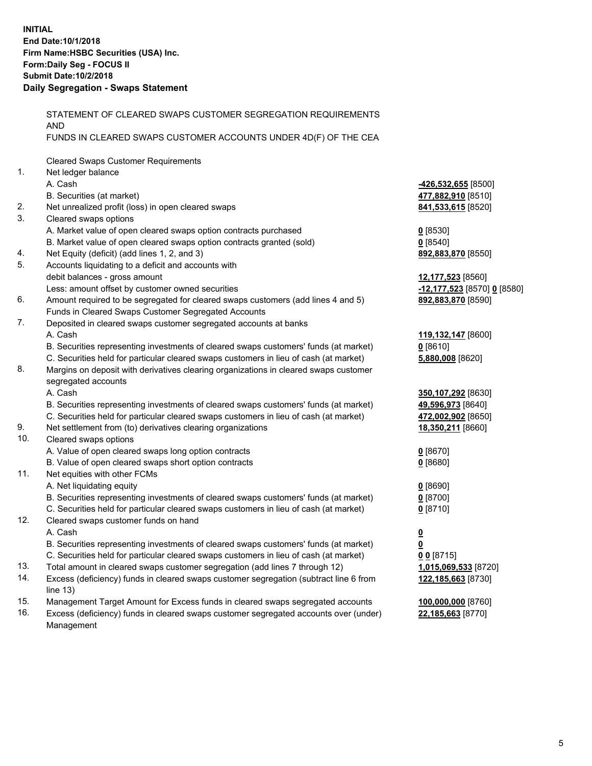**INITIAL**
**End Date:10/1/2018**
**Firm Name:HSBC Securities (USA) Inc.**
**Form:Daily Seg - FOCUS II**
**Submit Date:10/2/2018**
**Daily Segregation - Swaps Statement**

STATEMENT OF CLEARED SWAPS CUSTOMER SEGREGATION REQUIREMENTS AND FUNDS IN CLEARED SWAPS CUSTOMER ACCOUNTS UNDER 4D(F) OF THE CEA

| | | |
|---|---|---|
| | Cleared Swaps Customer Requirements | |
| 1. | Net ledger balance | |
| | A. Cash | **-426,532,655** [8500] |
| | B. Securities (at market) | **477,882,910** [8510] |
| 2. | Net unrealized profit (loss) in open cleared swaps | **841,533,615** [8520] |
| 3. | Cleared swaps options | |
| | A. Market value of open cleared swaps option contracts purchased | **0** [8530] |
| | B. Market value of open cleared swaps option contracts granted (sold) | **0** [8540] |
| 4. | Net Equity (deficit) (add lines 1, 2, and 3) | **892,883,870** [8550] |
| 5. | Accounts liquidating to a deficit and accounts with debit balances - gross amount | **12,177,523** [8560] |
| | Less: amount offset by customer owned securities | **-12,177,523** [8570] **0** [8580] |
| 6. | Amount required to be segregated for cleared swaps customers (add lines 4 and 5) | **892,883,870** [8590] |
| | Funds in Cleared Swaps Customer Segregated Accounts | |
| 7. | Deposited in cleared swaps customer segregated accounts at banks | |
| | A. Cash | **119,132,147** [8600] |
| | B. Securities representing investments of cleared swaps customers' funds (at market) | **0** [8610] |
| | C. Securities held for particular cleared swaps customers in lieu of cash (at market) | **5,880,008** [8620] |
| 8. | Margins on deposit with derivatives clearing organizations in cleared swaps customer segregated accounts | |
| | A. Cash | **350,107,292** [8630] |
| | B. Securities representing investments of cleared swaps customers' funds (at market) | **49,596,973** [8640] |
| | C. Securities held for particular cleared swaps customers in lieu of cash (at market) | **472,002,902** [8650] |
| 9. | Net settlement from (to) derivatives clearing organizations | **18,350,211** [8660] |
| 10. | Cleared swaps options | |
| | A. Value of open cleared swaps long option contracts | **0** [8670] |
| | B. Value of open cleared swaps short option contracts | **0** [8680] |
| 11. | Net equities with other FCMs | |
| | A. Net liquidating equity | **0** [8690] |
| | B. Securities representing investments of cleared swaps customers' funds (at market) | **0** [8700] |
| | C. Securities held for particular cleared swaps customers in lieu of cash (at market) | **0** [8710] |
| 12. | Cleared swaps customer funds on hand | |
| | A. Cash | **0** |
| | B. Securities representing investments of cleared swaps customers' funds (at market) | **0** |
| | C. Securities held for particular cleared swaps customers in lieu of cash (at market) | **0** **0** [8715] |
| 13. | Total amount in cleared swaps customer segregation (add lines 7 through 12) | **1,015,069,533** [8720] |
| 14. | Excess (deficiency) funds in cleared swaps customer segregation (subtract line 6 from line 13) | **122,185,663** [8730] |
| 15. | Management Target Amount for Excess funds in cleared swaps segregated accounts | **100,000,000** [8760] |
| 16. | Excess (deficiency) funds in cleared swaps customer segregated accounts over (under) Management | **22,185,663** [8770] |